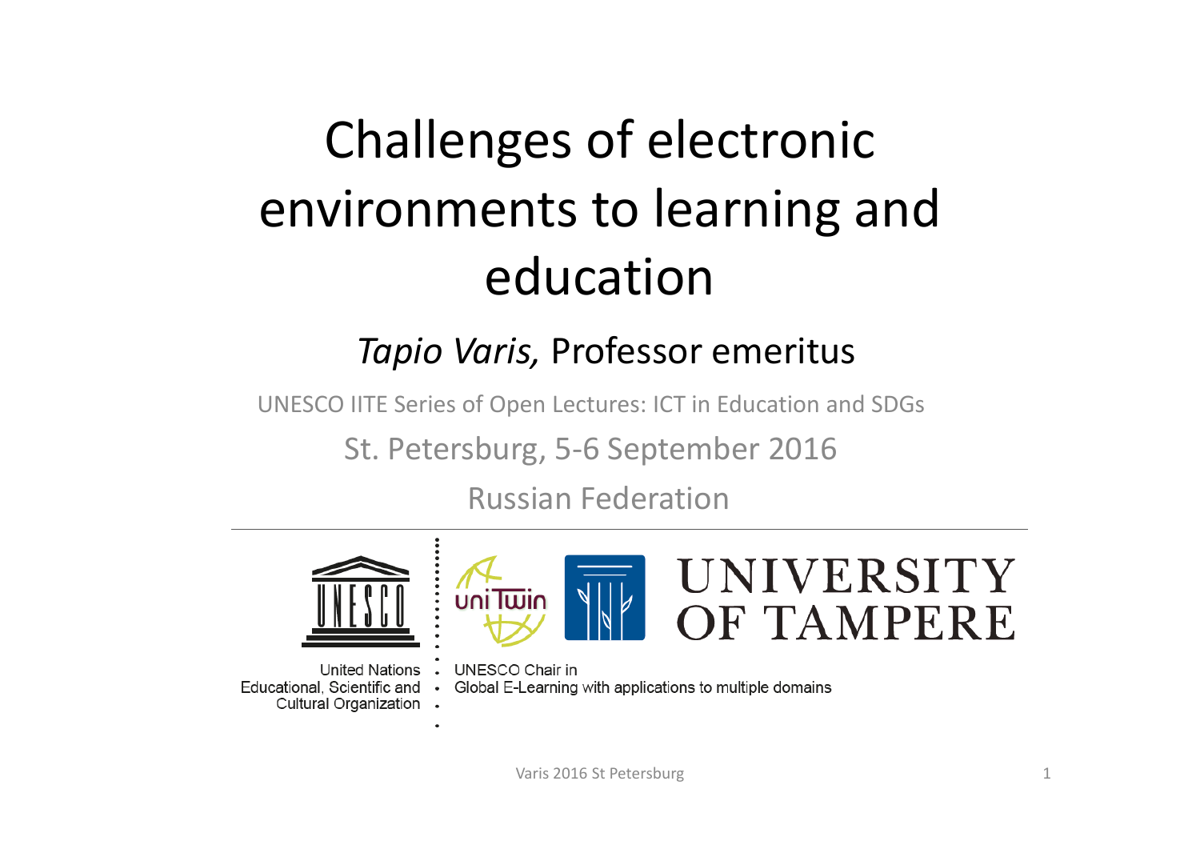# Challenges of electronic environments to learning and education

*Tapio Varis,* Professor emeritus

UNESCO IITE Series of Open Lectures: ICT in Education and SDGs

St. Petersburg, 5-6 September 2016

Russian Federation

United Nations Educational, Scientific and Cultural Organization

UNESCO Chair in Global E-Learning with applications to multiple domains

UNIVERSITY OF TAMPERE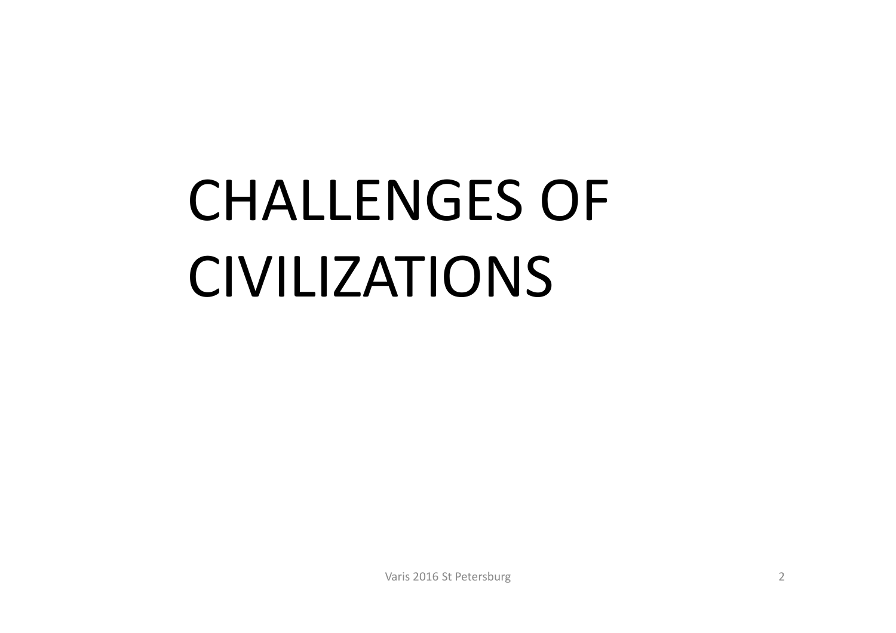# CHALLENGES OF CIVILIZATIONS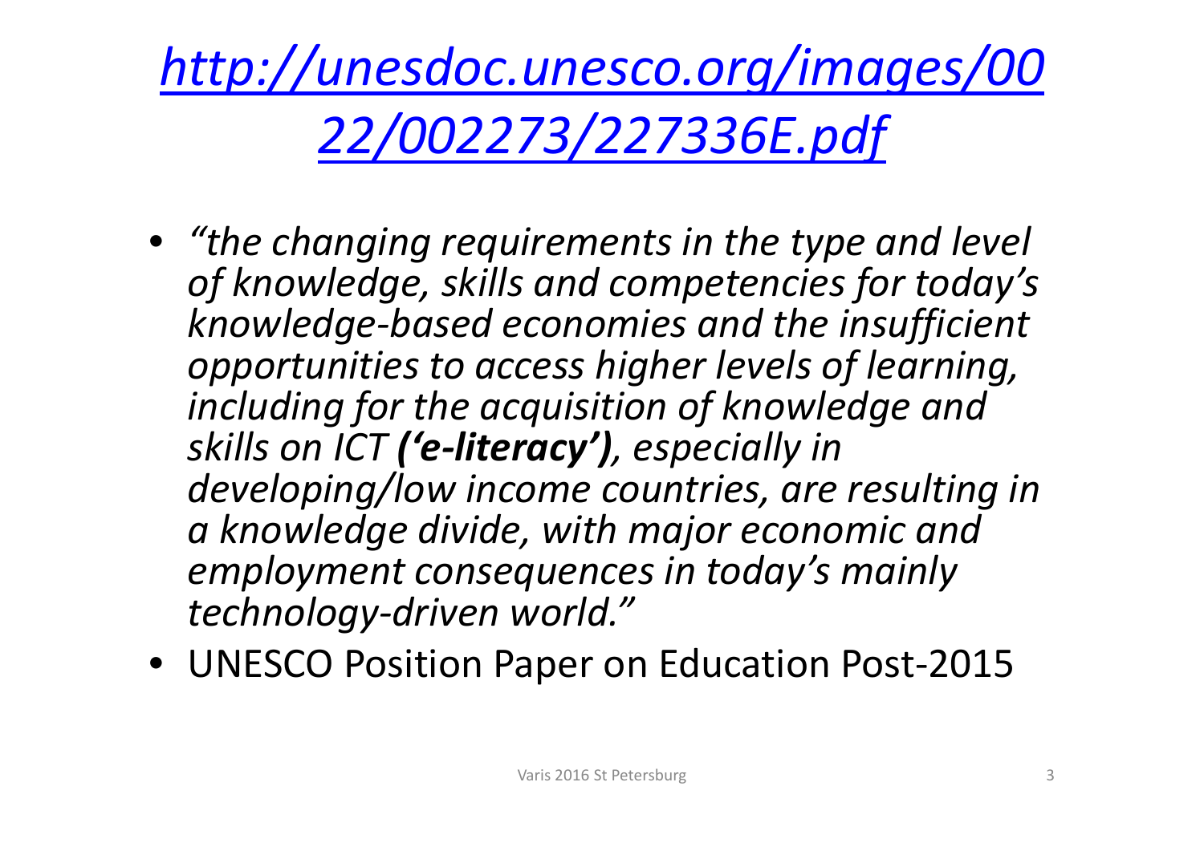# *[http://unesdoc.unesco.org/images/0022/002273/227336E.pdf](http://unesdoc.unesco.org/images/0022/002273/227336E.pdf)*

- *"the changing requirements in the type and level of knowledge, skills and competencies for today's knowledge-based economies and the insufficient opportunities to access higher levels of learning, including for the acquisition of knowledge and skills on ICT **('e-literacy')**, especially in developing/low income countries, are resulting in a knowledge divide, with major economic and employment consequences in today's mainly technology-driven world."*
- UNESCO Position Paper on Education Post-2015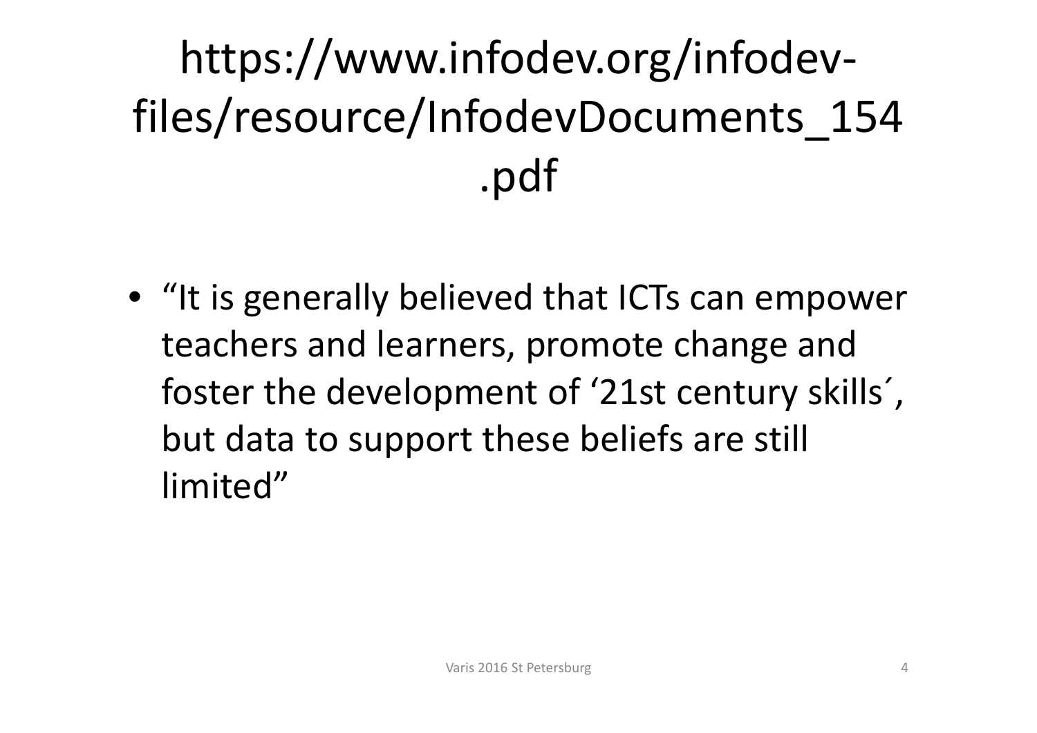# https://www.infodev.org/infodev-files/resource/InfodevDocuments_154.pdf

- "It is generally believed that ICTs can empower teachers and learners, promote change and foster the development of '21st century skills´, but data to support these beliefs are still limited"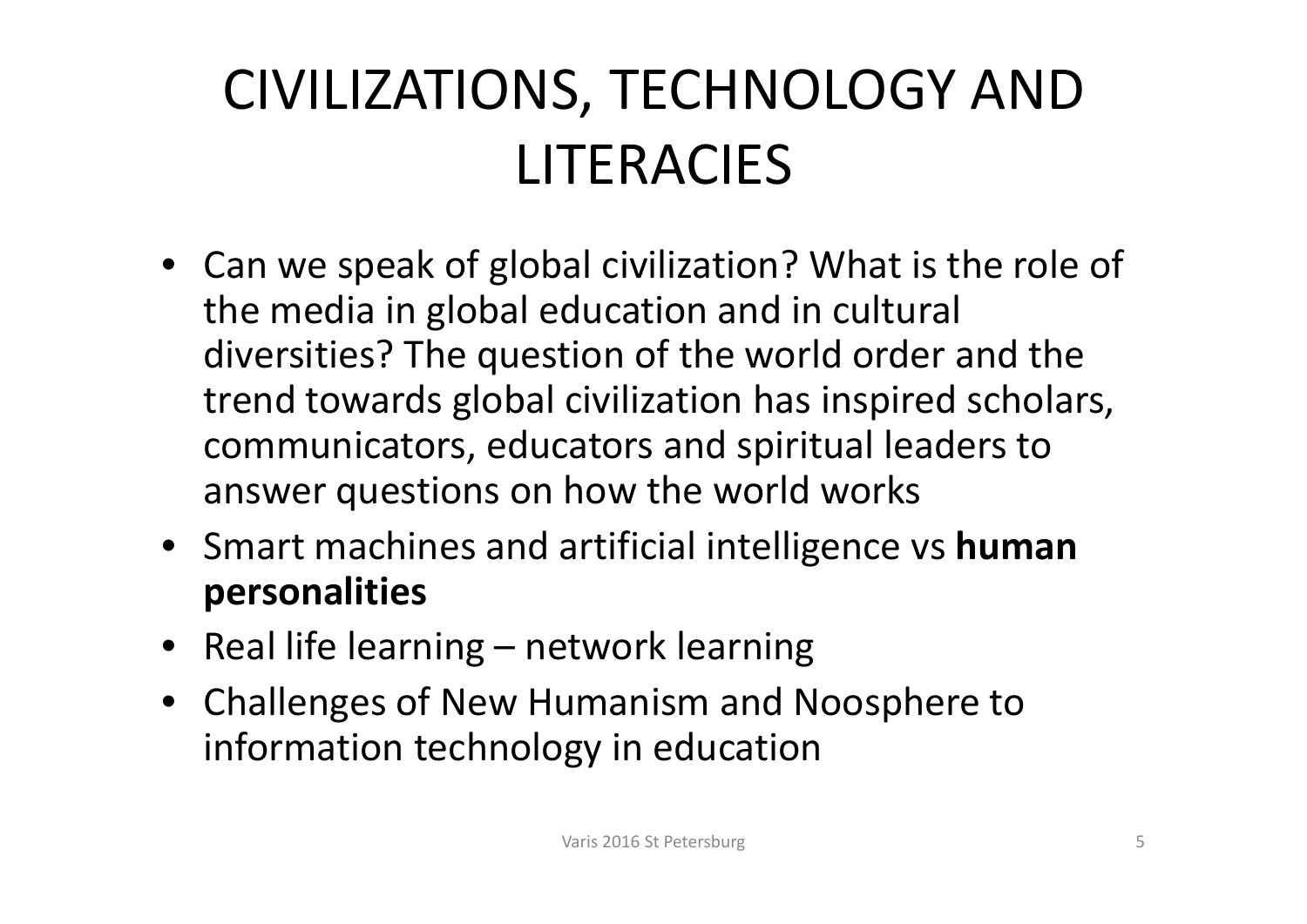# CIVILIZATIONS, TECHNOLOGY AND LITERACIES

- Can we speak of global civilization? What is the role of the media in global education and in cultural diversities? The question of the world order and the trend towards global civilization has inspired scholars, communicators, educators and spiritual leaders to answer questions on how the world works
- Smart machines and artificial intelligence vs **human personalities**
- Real life learning – network learning
- Challenges of New Humanism and Noosphere to information technology in education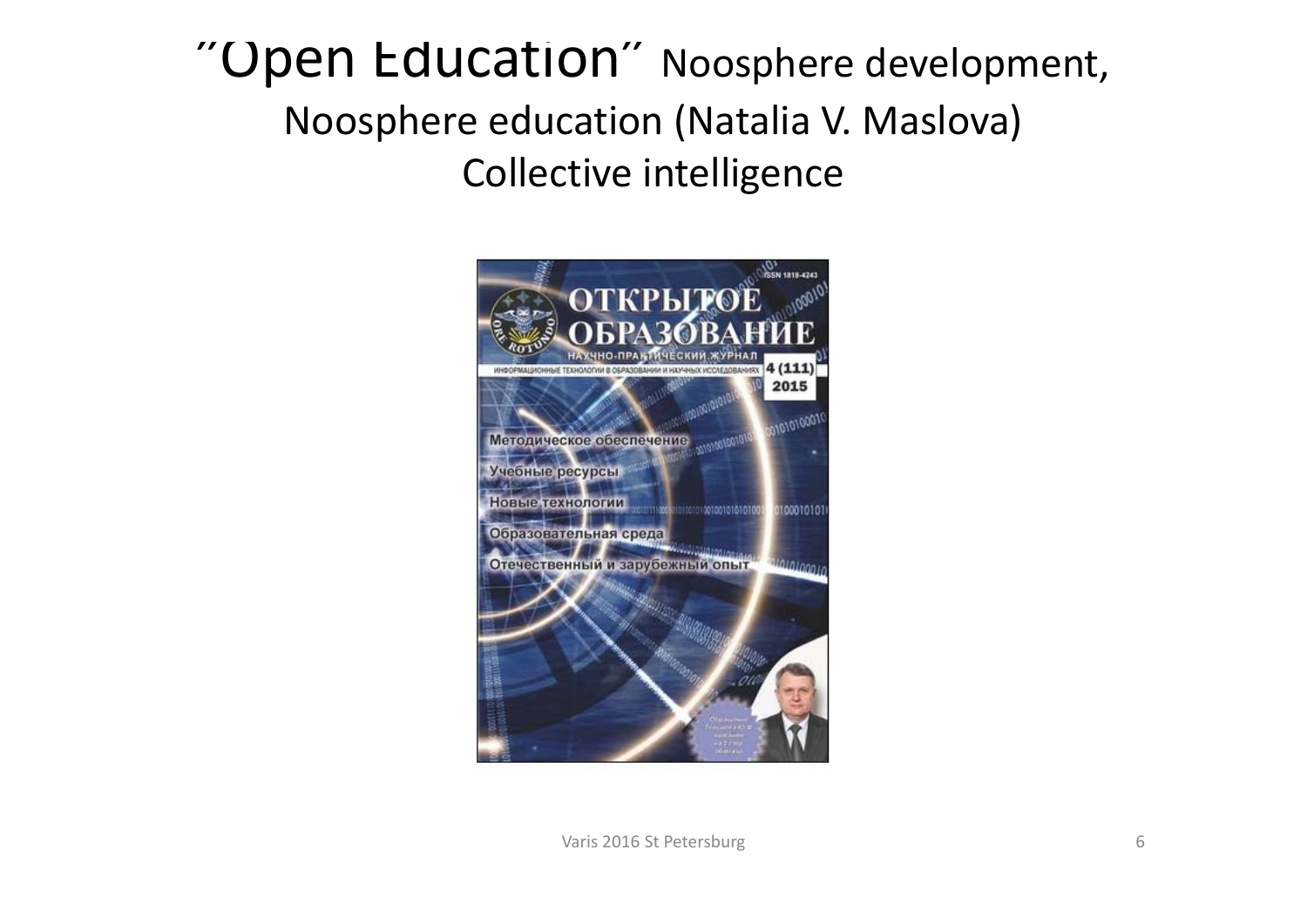# ″Open Education″ Noosphere development, Noosphere education (Natalia V. Maslova) Collective intelligence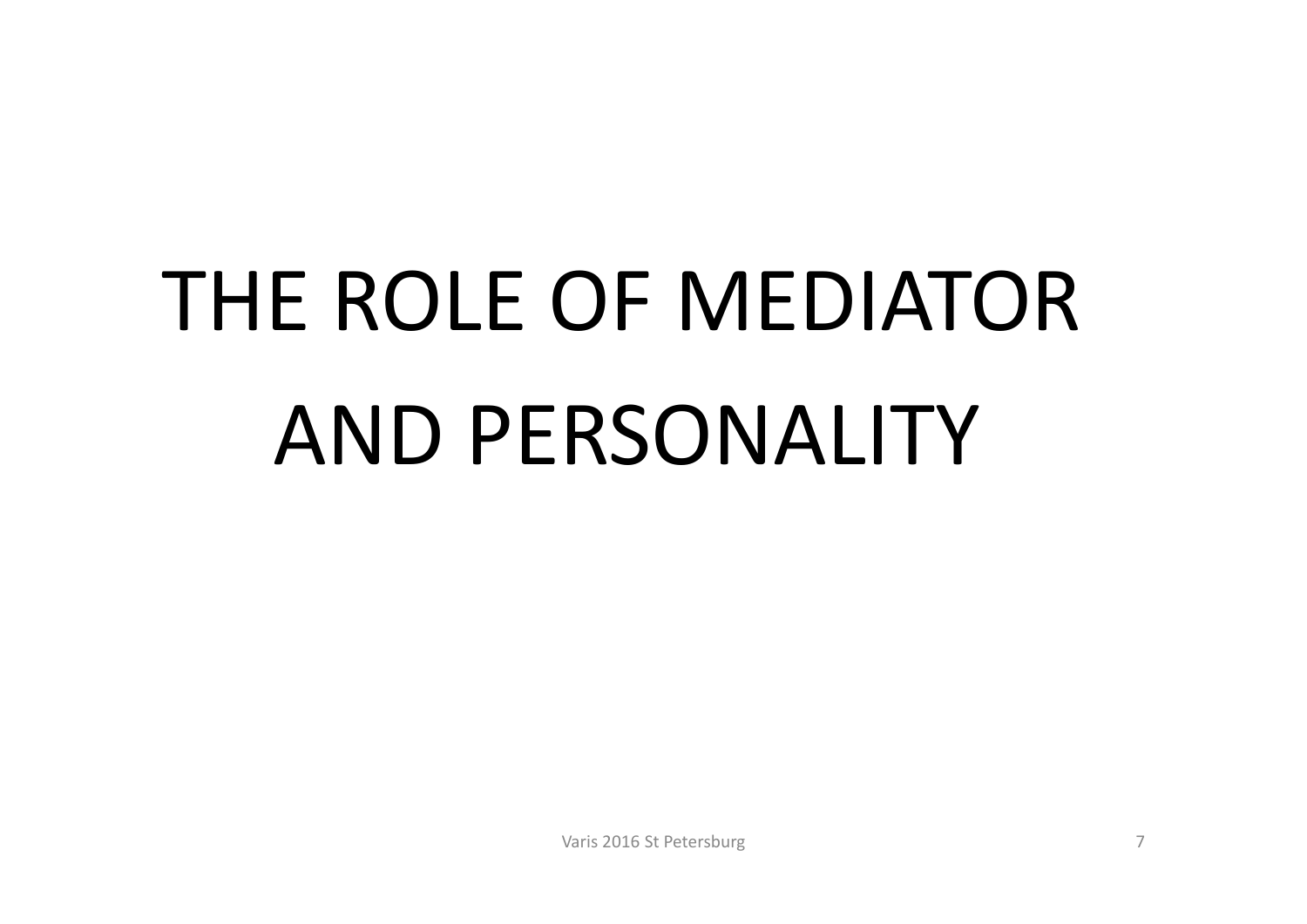# THE ROLE OF MEDIATOR AND PERSONALITY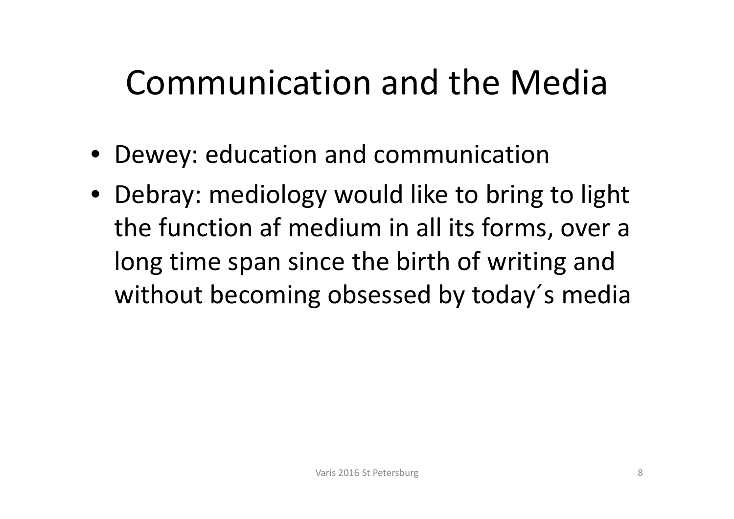# Communication and the Media

- Dewey: education and communication
- Debray: mediology would like to bring to light the function af medium in all its forms, over a long time span since the birth of writing and without becoming obsessed by today´s media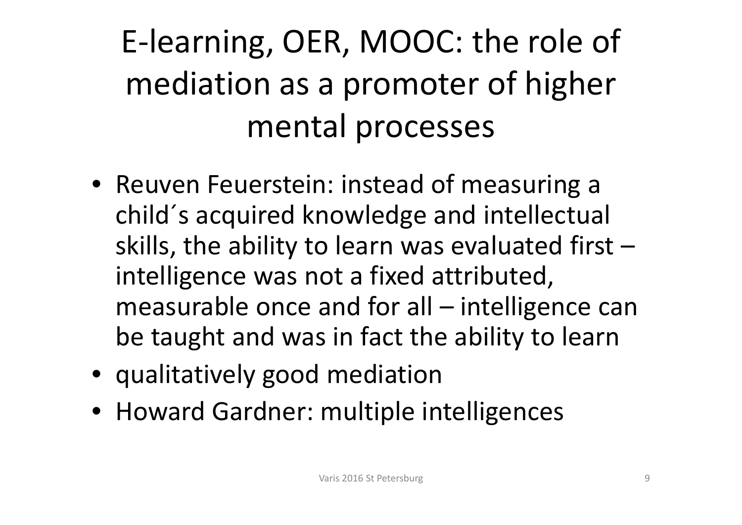# E-learning, OER, MOOC: the role of mediation as a promoter of higher mental processes

- Reuven Feuerstein: instead of measuring a child´s acquired knowledge and intellectual skills, the ability to learn was evaluated first – intelligence was not a fixed attributed, measurable once and for all – intelligence can be taught and was in fact the ability to learn
- qualitatively good mediation
- Howard Gardner: multiple intelligences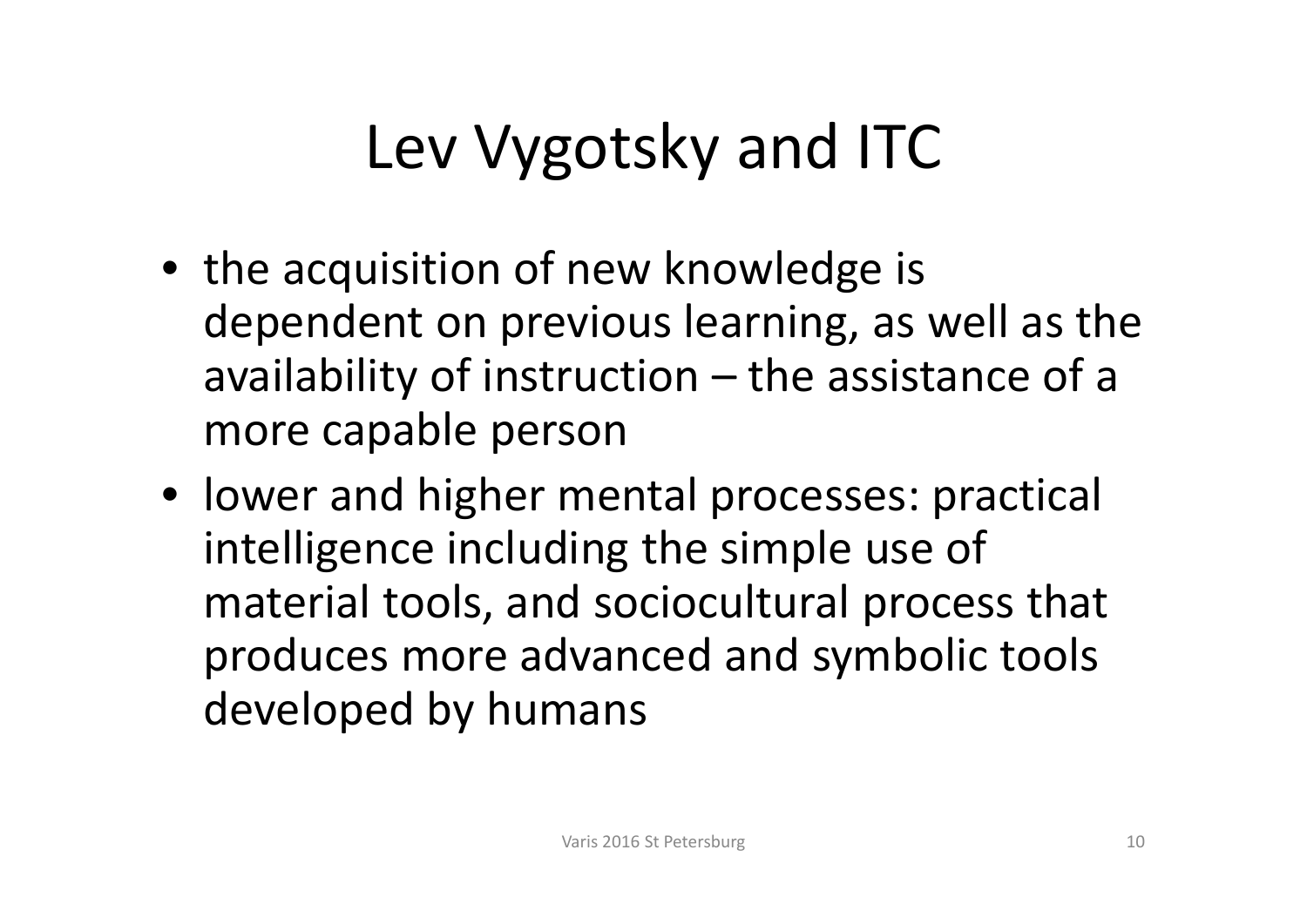# Lev Vygotsky and ITC

- the acquisition of new knowledge is dependent on previous learning, as well as the availability of instruction – the assistance of a more capable person
- lower and higher mental processes: practical intelligence including the simple use of material tools, and sociocultural process that produces more advanced and symbolic tools developed by humans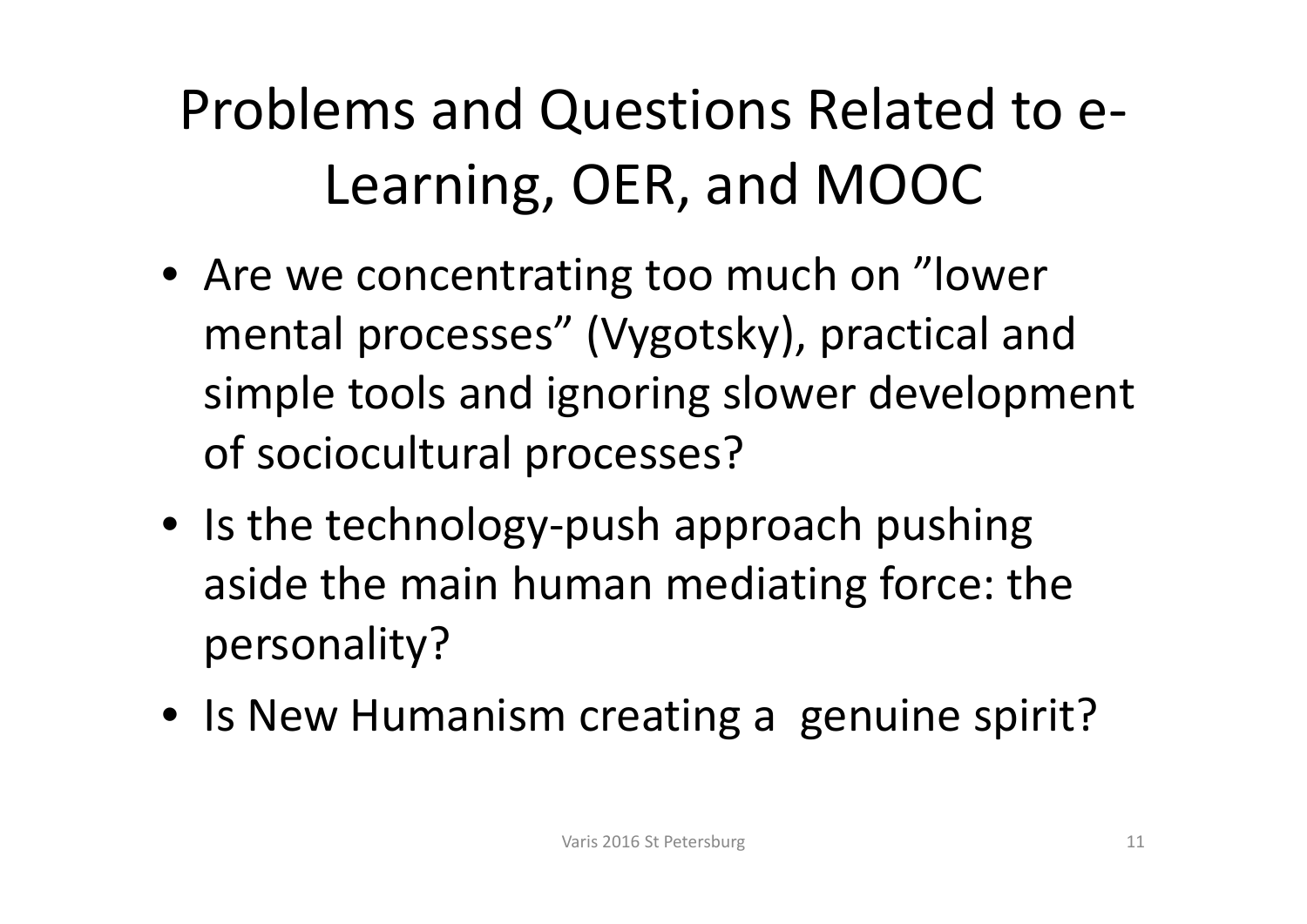# Problems and Questions Related to e-Learning, OER, and MOOC

- Are we concentrating too much on ”lower mental processes” (Vygotsky), practical and simple tools and ignoring slower development of sociocultural processes?
- Is the technology-push approach pushing aside the main human mediating force: the personality?
- Is New Humanism creating a genuine spirit?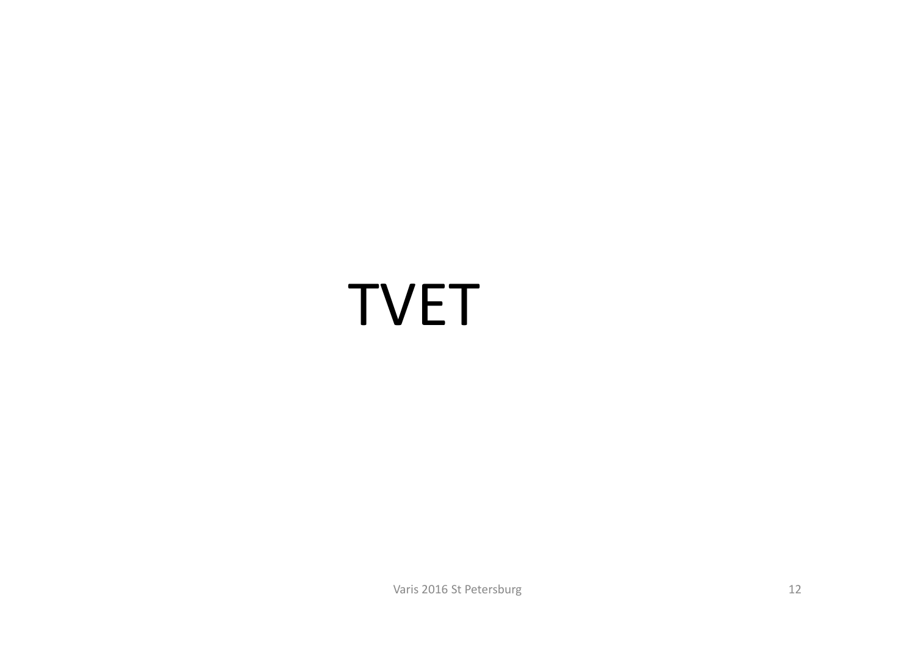# TVET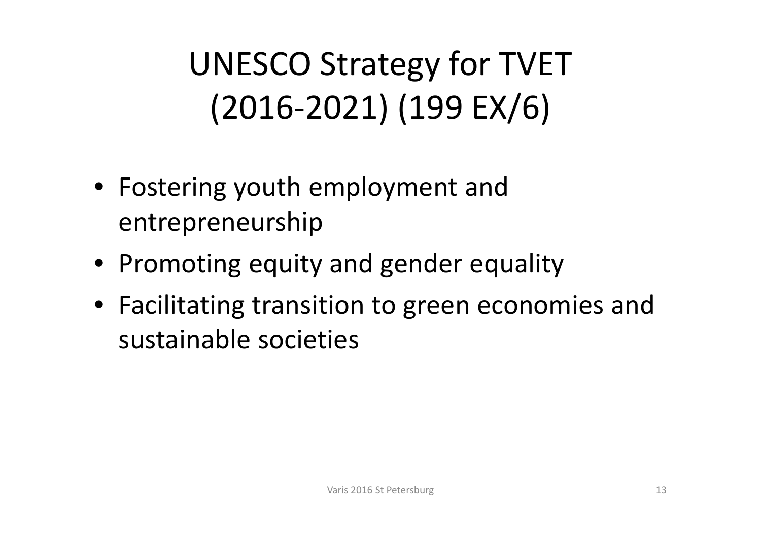# UNESCO Strategy for TVET (2016-2021) (199 EX/6)

- Fostering youth employment and entrepreneurship
- Promoting equity and gender equality
- Facilitating transition to green economies and sustainable societies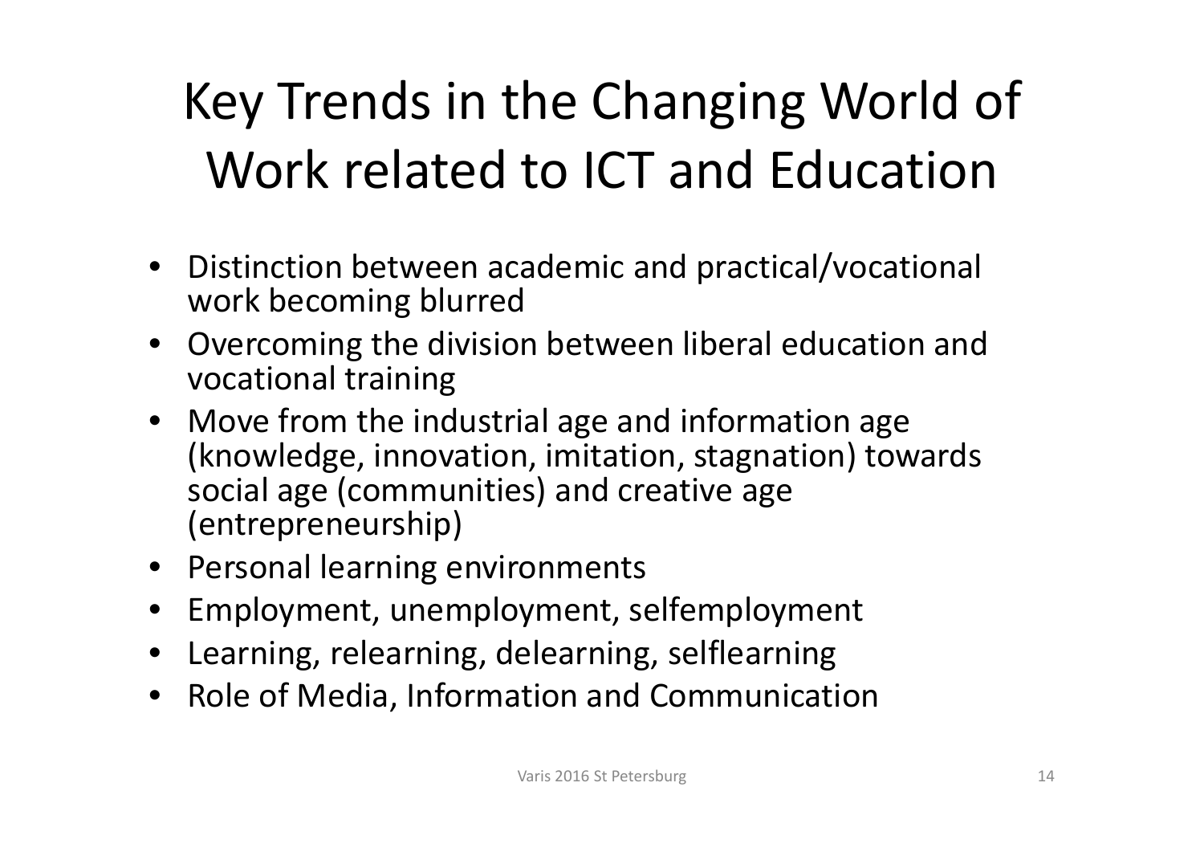# Key Trends in the Changing World of Work related to ICT and Education

- Distinction between academic and practical/vocational work becoming blurred
- Overcoming the division between liberal education and vocational training
- Move from the industrial age and information age (knowledge, innovation, imitation, stagnation) towards social age (communities) and creative age (entrepreneurship)
- Personal learning environments
- Employment, unemployment, selfemployment
- Learning, relearning, delearning, selflearning
- Role of Media, Information and Communication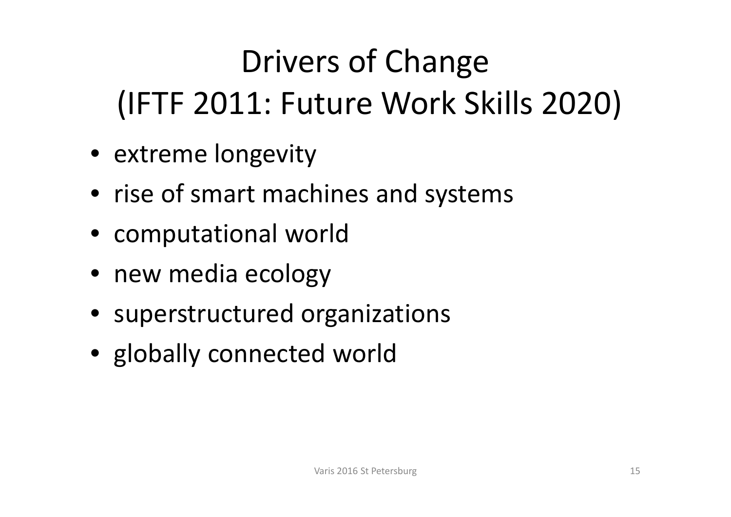# Drivers of Change (IFTF 2011: Future Work Skills 2020)

- extreme longevity
- rise of smart machines and systems
- computational world
- new media ecology
- superstructured organizations
- globally connected world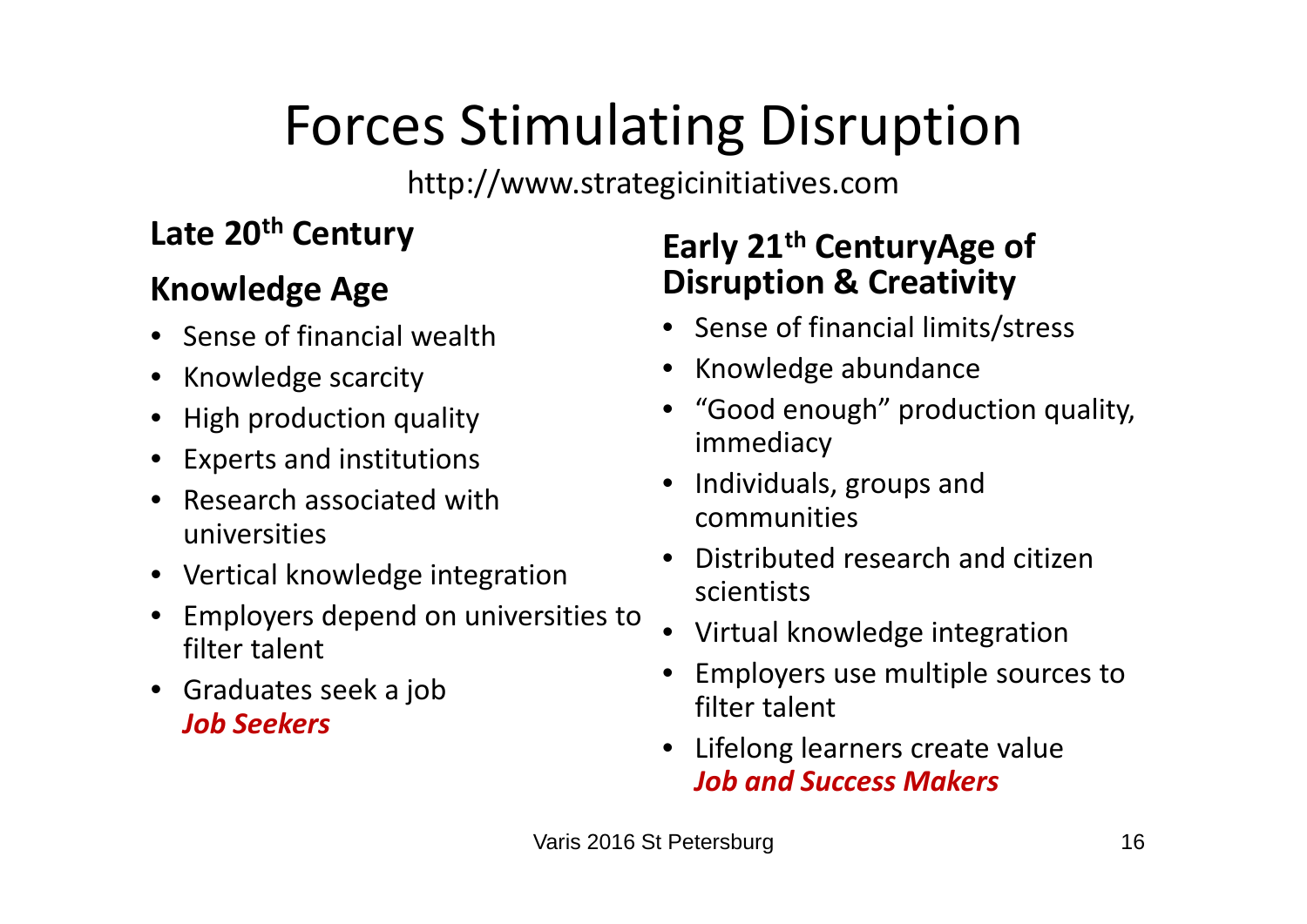# Forces Stimulating Disruption

http://www.strategicinitiatives.com

**Late 20$^{th}$ Century**

**Knowledge Age**

- Sense of financial wealth
- Knowledge scarcity
- High production quality
- Experts and institutions
- Research associated with universities
- Vertical knowledge integration
- Employers depend on universities to filter talent
- Graduates seek a job
  ***Job Seekers***

**Early 21$^{th}$ CenturyAge of Disruption & Creativity**

- Sense of financial limits/stress
- Knowledge abundance
- "Good enough" production quality, immediacy
- Individuals, groups and communities
- Distributed research and citizen scientists
- Virtual knowledge integration
- Employers use multiple sources to filter talent
- Lifelong learners create value
  ***Job and Success Makers***

Varis 2016 St Petersburg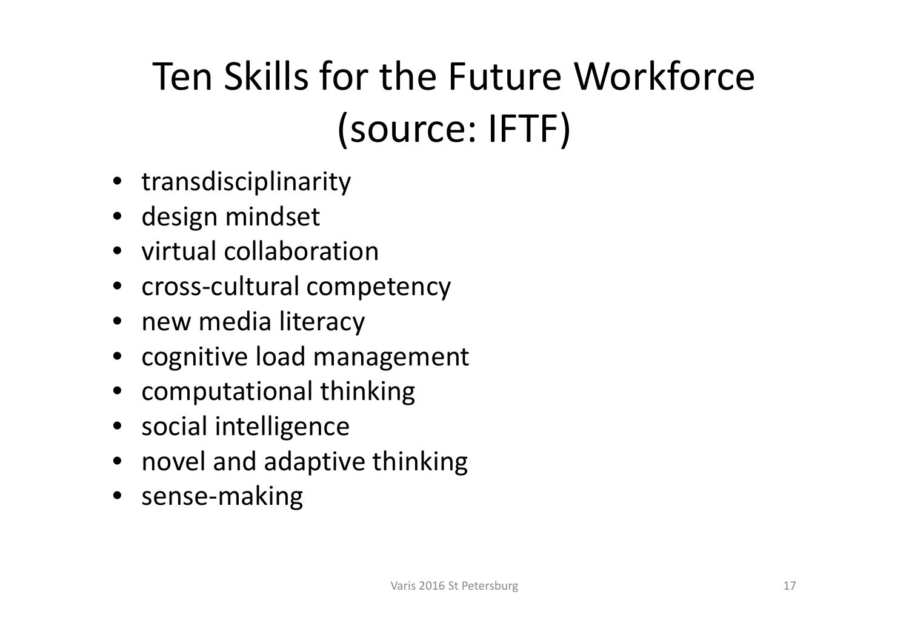# Ten Skills for the Future Workforce (source: IFTF)

- transdisciplinarity
- design mindset
- virtual collaboration
- cross-cultural competency
- new media literacy
- cognitive load management
- computational thinking
- social intelligence
- novel and adaptive thinking
- sense-making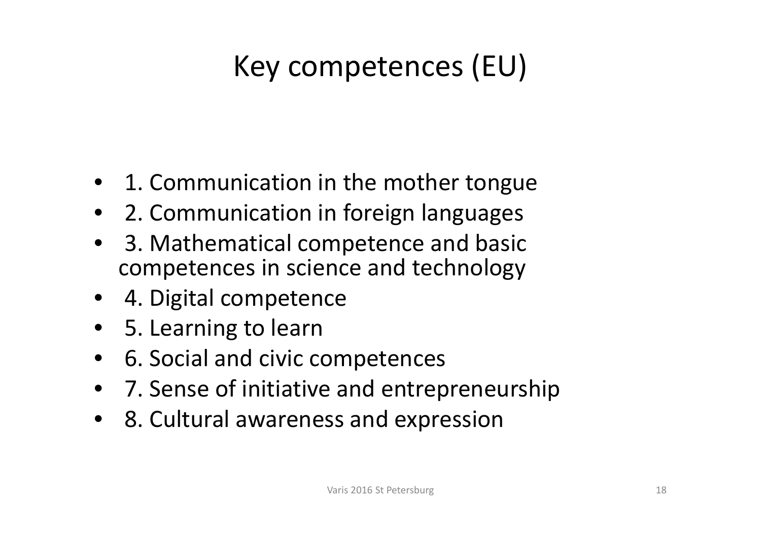# Key competences (EU)

- 1. Communication in the mother tongue
- 2. Communication in foreign languages
- 3. Mathematical competence and basic competences in science and technology
- 4. Digital competence
- 5. Learning to learn
- 6. Social and civic competences
- 7. Sense of initiative and entrepreneurship
- 8. Cultural awareness and expression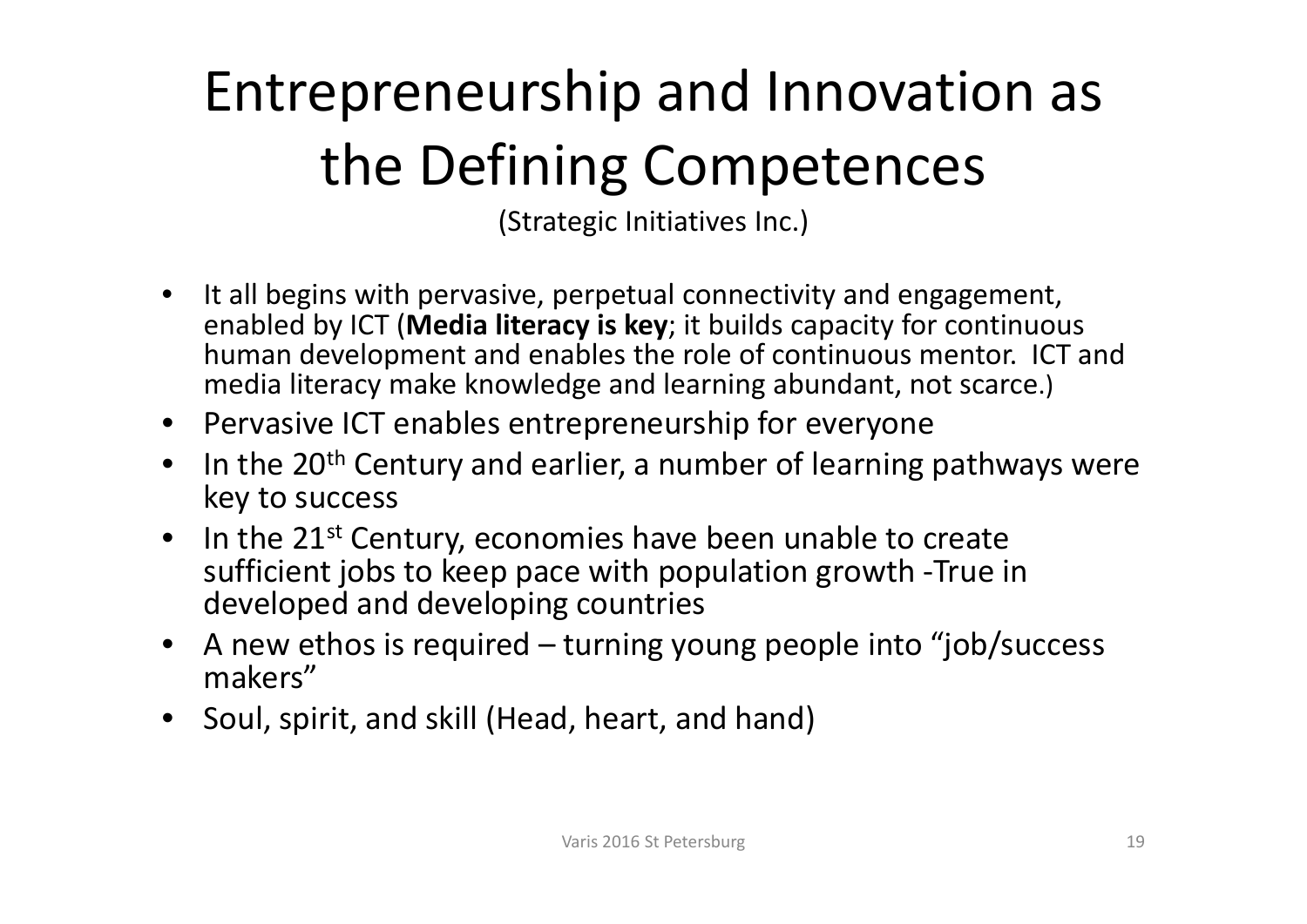# Entrepreneurship and Innovation as the Defining Competences

(Strategic Initiatives Inc.)

- It all begins with pervasive, perpetual connectivity and engagement, enabled by ICT (**Media literacy is key**; it builds capacity for continuous human development and enables the role of continuous mentor. ICT and media literacy make knowledge and learning abundant, not scarce.)
- Pervasive ICT enables entrepreneurship for everyone
- In the 20th Century and earlier, a number of learning pathways were key to success
- In the 21st Century, economies have been unable to create sufficient jobs to keep pace with population growth -True in developed and developing countries
- A new ethos is required – turning young people into "job/success makers"
- Soul, spirit, and skill (Head, heart, and hand)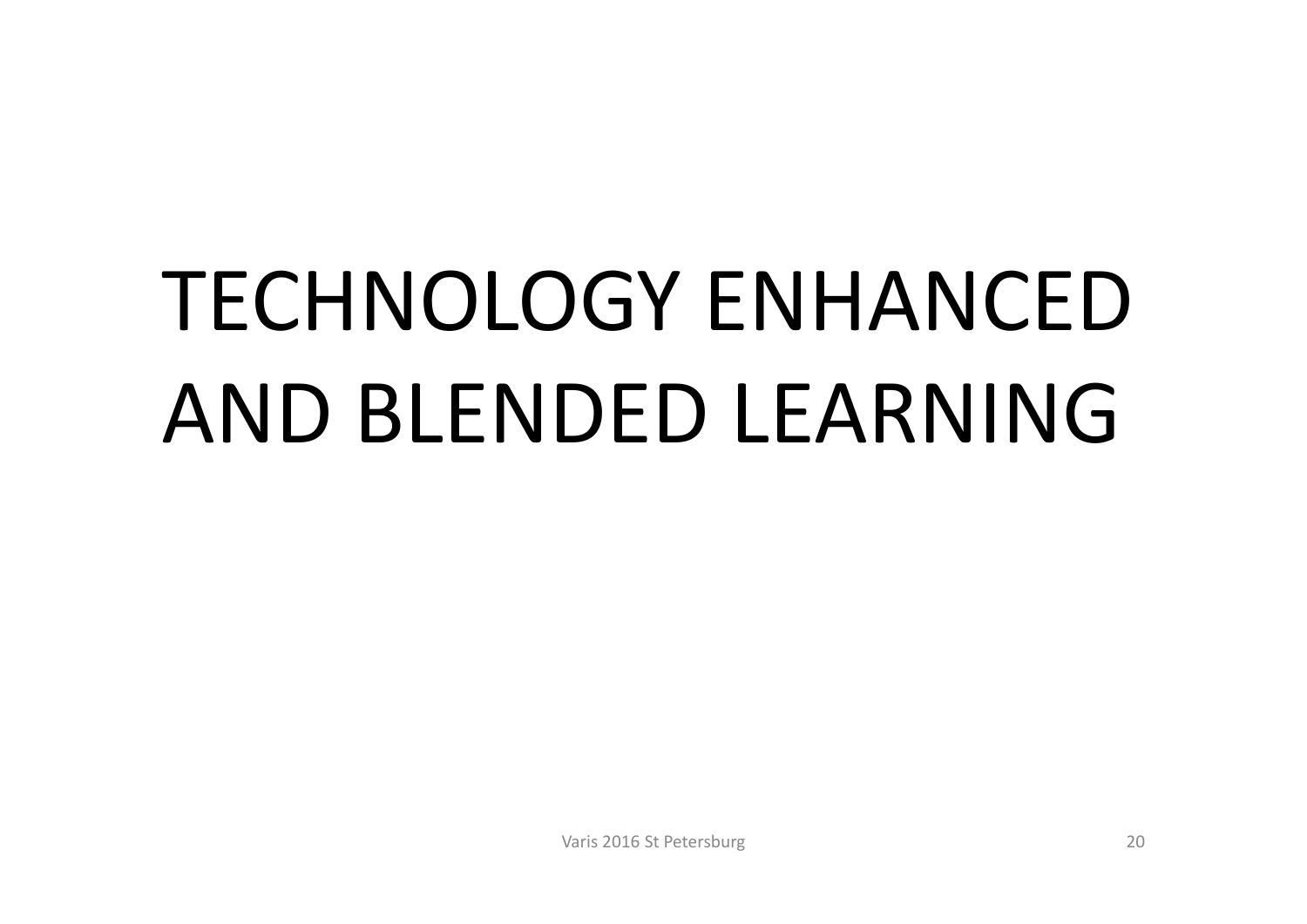# TECHNOLOGY ENHANCED AND BLENDED LEARNING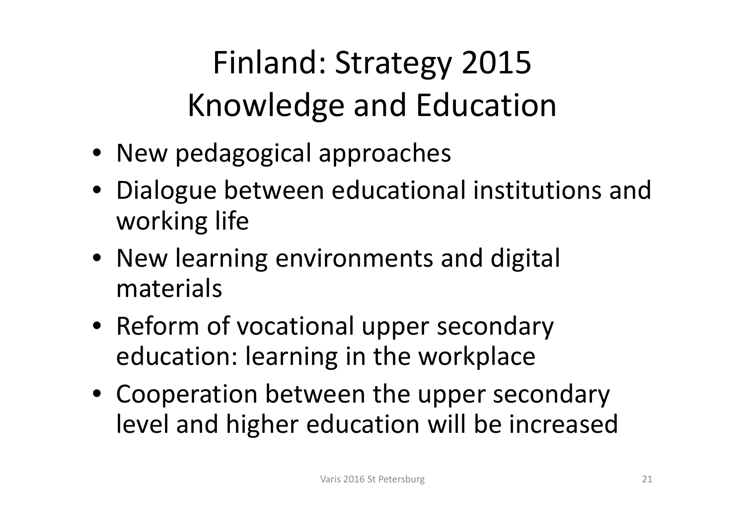# Finland: Strategy 2015 Knowledge and Education

- New pedagogical approaches
- Dialogue between educational institutions and working life
- New learning environments and digital materials
- Reform of vocational upper secondary education: learning in the workplace
- Cooperation between the upper secondary level and higher education will be increased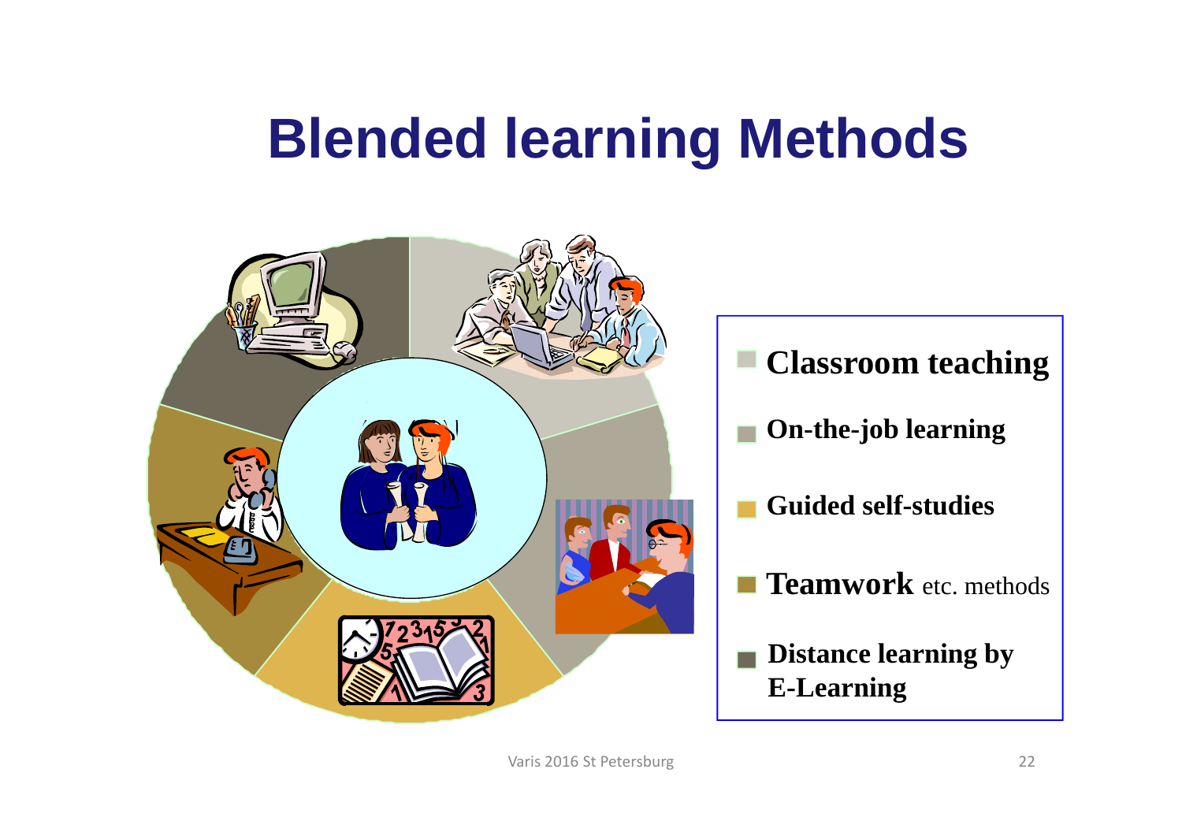# Blended learning Methods

- **Classroom teaching**
- **On-the-job learning**
- **Guided self-studies**
- **Teamwork** etc. methods
- **Distance learning by E-Learning**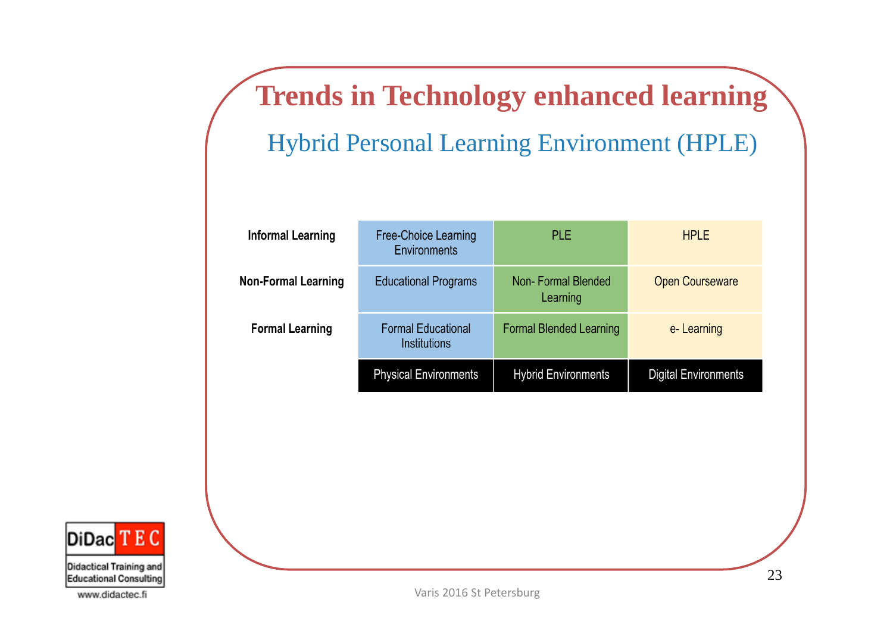# Trends in Technology enhanced learning

## Hybrid Personal Learning Environment (HPLE)

| | | | |
|---|---|---|---|
| **Informal Learning** | Free-Choice Learning Environments | PLE | HPLE |
| **Non-Formal Learning** | Educational Programs | Non- Formal Blended Learning | Open Courseware |
| **Formal Learning** | Formal Educational Institutions | Formal Blended Learning | e- Learning |
| | Physical Environments | Hybrid Environments | Digital Environments |

DiDac TEC
Didactical Training and Educational Consulting
www.didactec.fi

Varis 2016 St Petersburg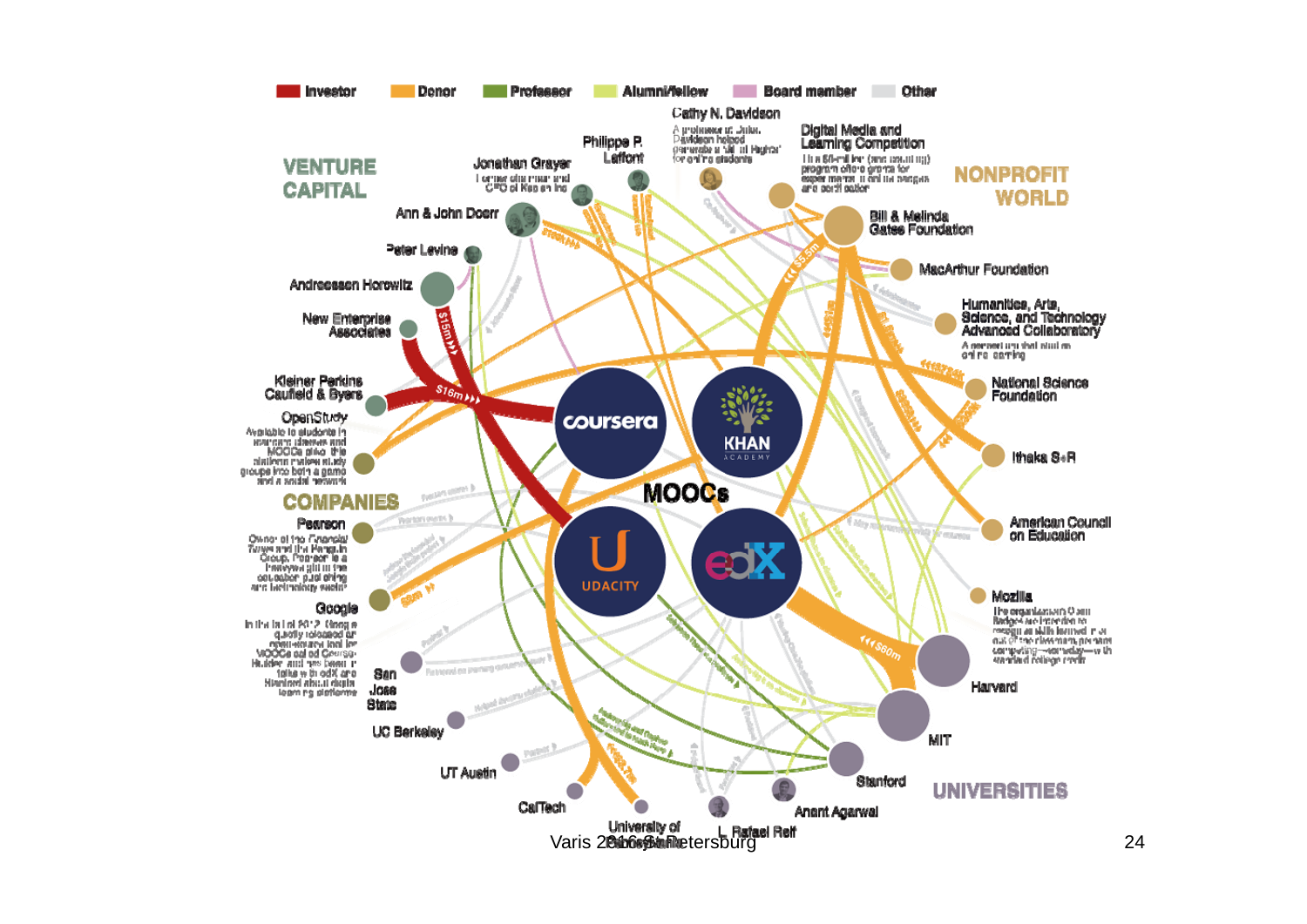Investor · Donor · Professor · Alumni/fellow · Board member · Other

**VENTURE CAPITAL**

Jonathan Grayer
Former chairman and CEO of Kaplan Inc

Philippe P. Laffont

Cathy N. Davidson
A professor at Duke, Davidson helped generate a "bill of rights" for online students

Ann & John Doerr

Peter Levine

Andreessen Horowitz

New Enterprise Associates

Kleiner Perkins Caufield & Byers

$15m

$16m

**NONPROFIT WORLD**

Digital Media and Learning Competition
This $6-million (and counting) program offers grants for experimental online badges and certification

Bill & Melinda Gates Foundation

$5.5m

MacArthur Foundation

Humanities, Arts, Science, and Technology Advanced Collaboratory
A nonprofit group that studies online learning

National Science Foundation

Ithaka S+R

American Council on Education

Mozilla
The organization's Open Badges lets learners recognize skills learned in or out of the classroom, in areas like computing—someday—with standard college credit

**COMPANIES**

OpenStudy
Available to students in traditional classes and MOOCs alike, this platform makes study groups into both a game and a social network

Pearson
Owner of the Financial Times and the Penguin Group, Pearson is a heavyweight in the education publishing and technology sector

Google
In the fall of 2012, Google quietly released an open-source tool for MOOCs called Course Builder and has been in talks with edX and Stanford about digital learning platforms

$60m

**MOOCs**

coursera

KHAN ACADEMY

UDACITY

edX

$60m

**UNIVERSITIES**

San Jose State

UC Berkeley

UT Austin

CalTech

University of Pennsylvania

L. Rafael Reif

Anant Agarwal

Stanford

MIT

Harvard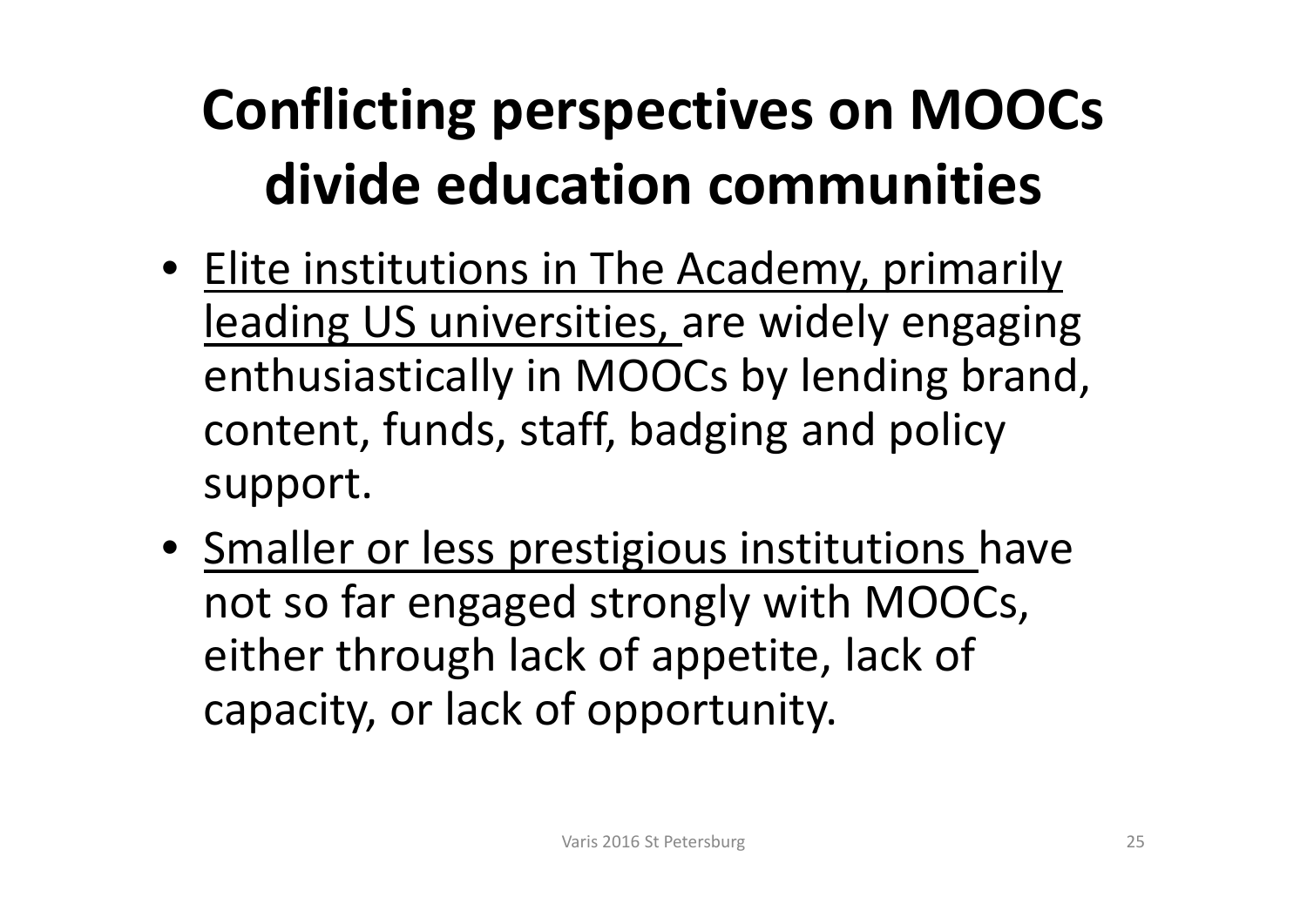# Conflicting perspectives on MOOCs divide education communities

- <u>Elite institutions in The Academy, primarily leading US universities,</u> are widely engaging enthusiastically in MOOCs by lending brand, content, funds, staff, badging and policy support.
- <u>Smaller or less prestigious institutions</u> have not so far engaged strongly with MOOCs, either through lack of appetite, lack of capacity, or lack of opportunity.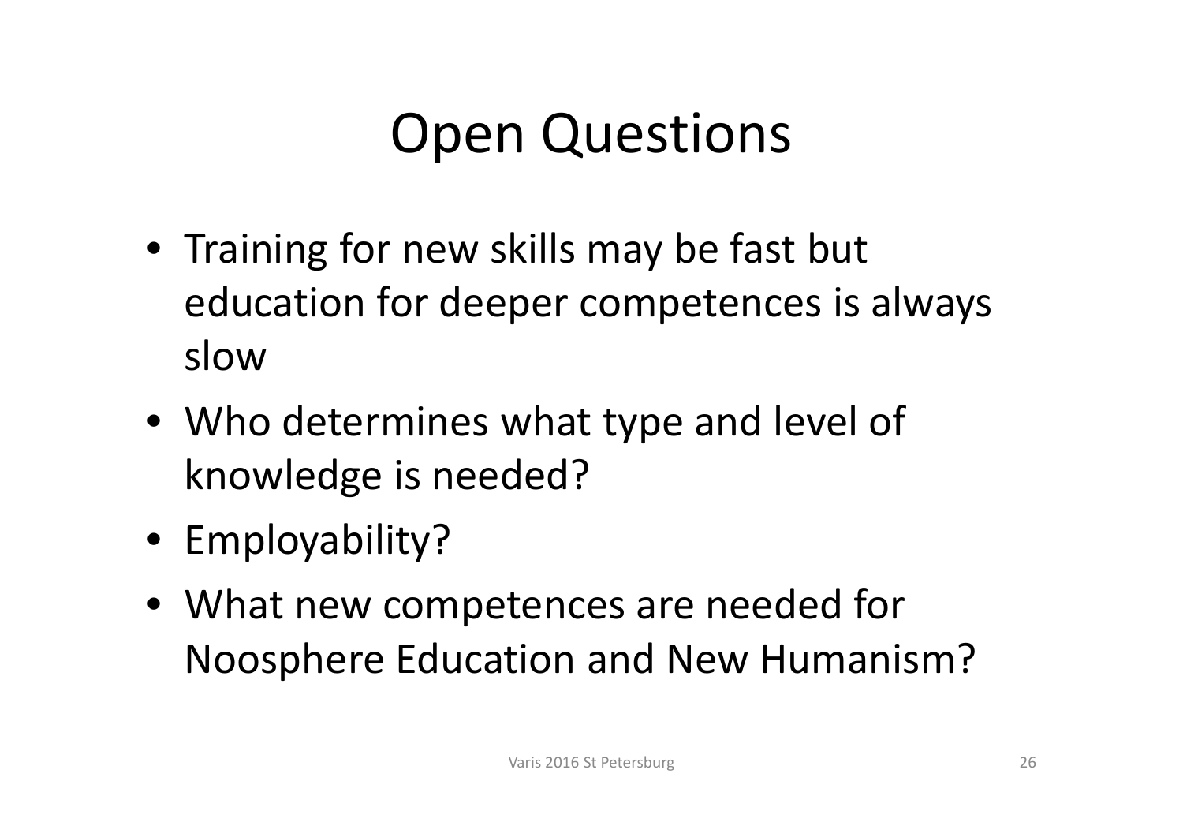# Open Questions

- Training for new skills may be fast but education for deeper competences is always slow
- Who determines what type and level of knowledge is needed?
- Employability?
- What new competences are needed for Noosphere Education and New Humanism?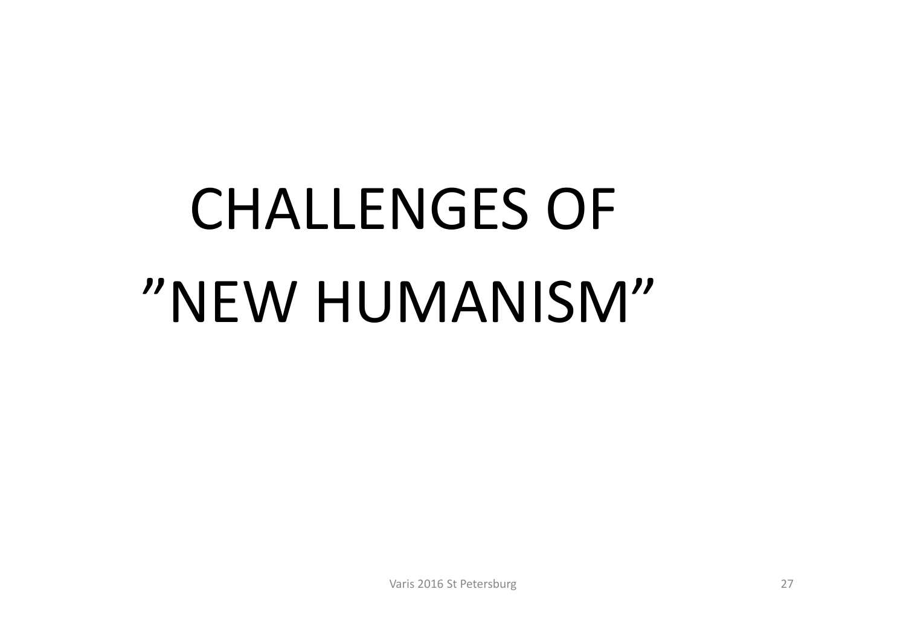# CHALLENGES OF ”NEW HUMANISM”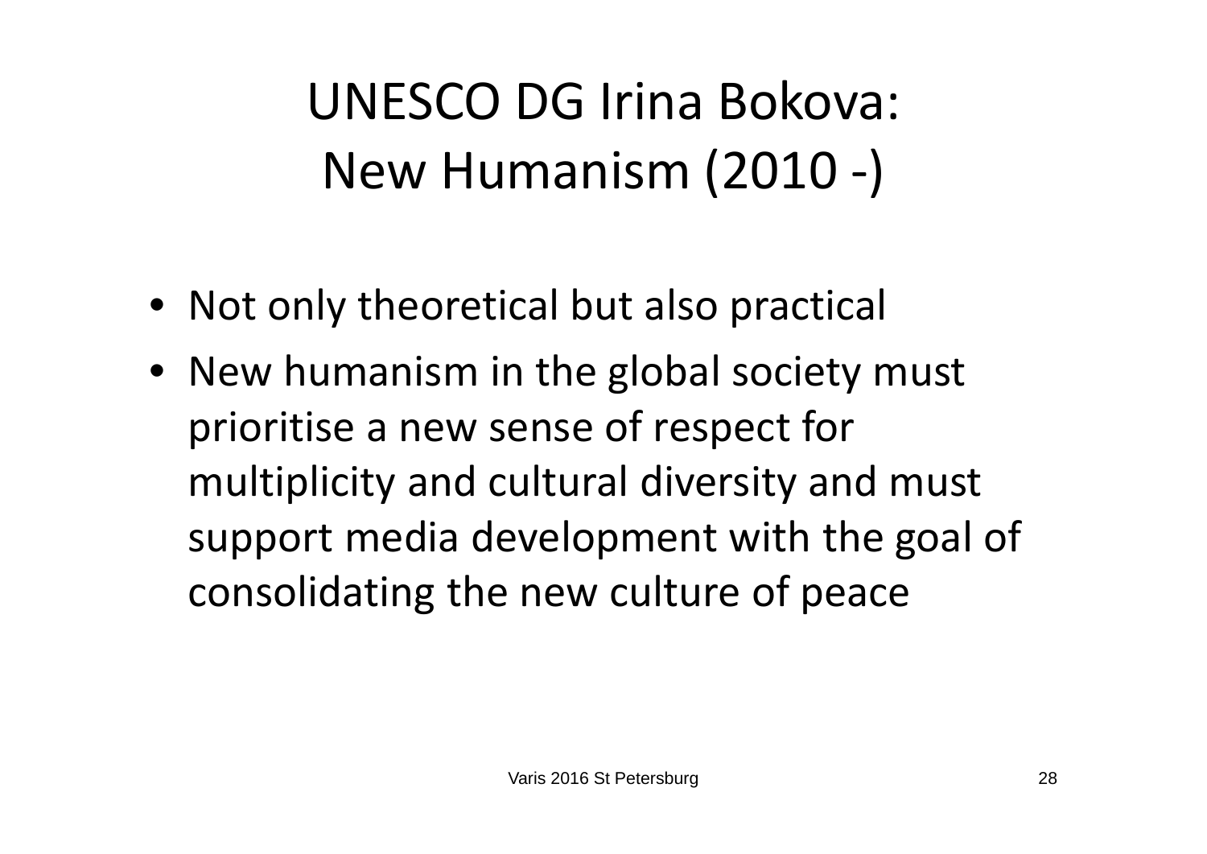# UNESCO DG Irina Bokova: New Humanism (2010 -)

- Not only theoretical but also practical
- New humanism in the global society must prioritise a new sense of respect for multiplicity and cultural diversity and must support media development with the goal of consolidating the new culture of peace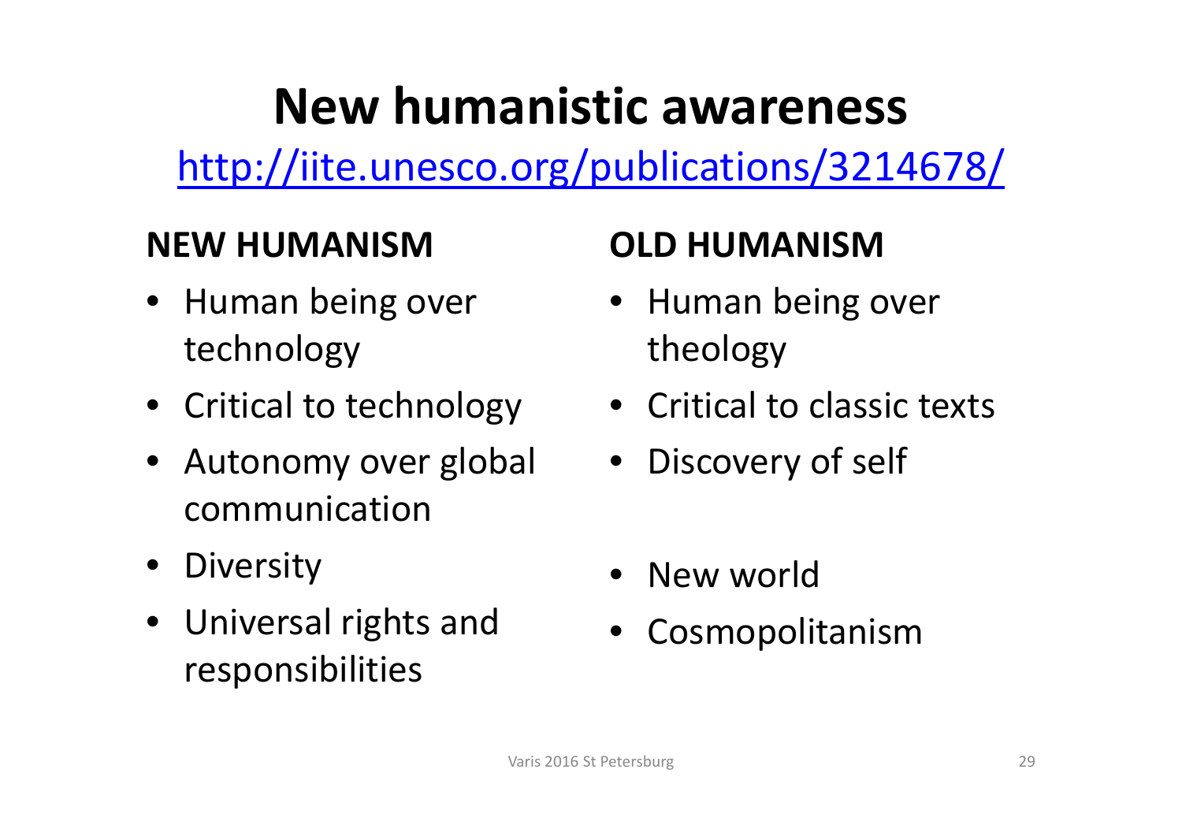# New humanistic awareness

[http://iite.unesco.org/publications/3214678/](http://iite.unesco.org/publications/3214678/)

**NEW HUMANISM**

- Human being over technology
- Critical to technology
- Autonomy over global communication
- Diversity
- Universal rights and responsibilities

**OLD HUMANISM**

- Human being over theology
- Critical to classic texts
- Discovery of self
- New world
- Cosmopolitanism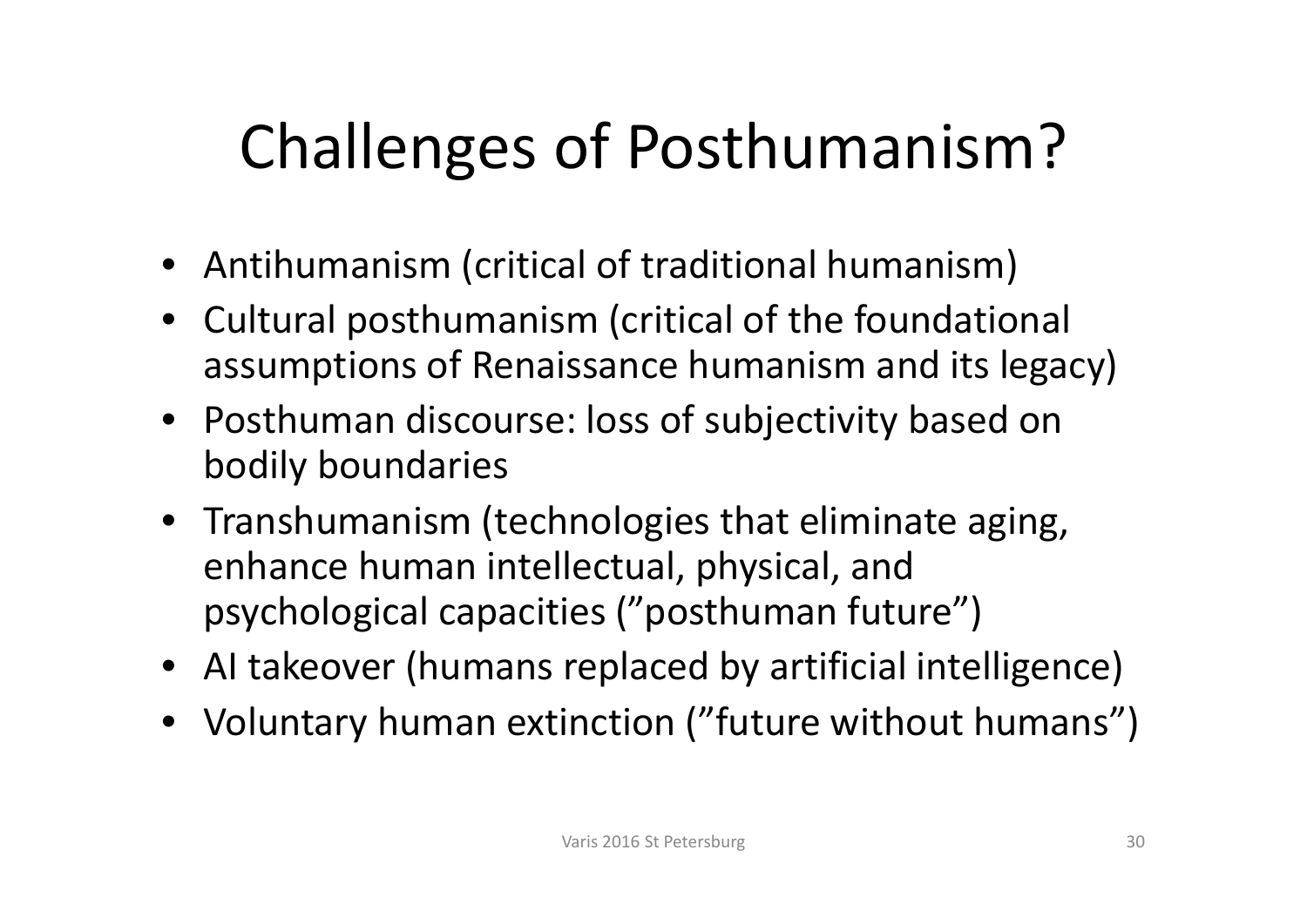# Challenges of Posthumanism?

- Antihumanism (critical of traditional humanism)
- Cultural posthumanism (critical of the foundational assumptions of Renaissance humanism and its legacy)
- Posthuman discourse: loss of subjectivity based on bodily boundaries
- Transhumanism (technologies that eliminate aging, enhance human intellectual, physical, and psychological capacities (”posthuman future”)
- AI takeover (humans replaced by artificial intelligence)
- Voluntary human extinction (”future without humans”)